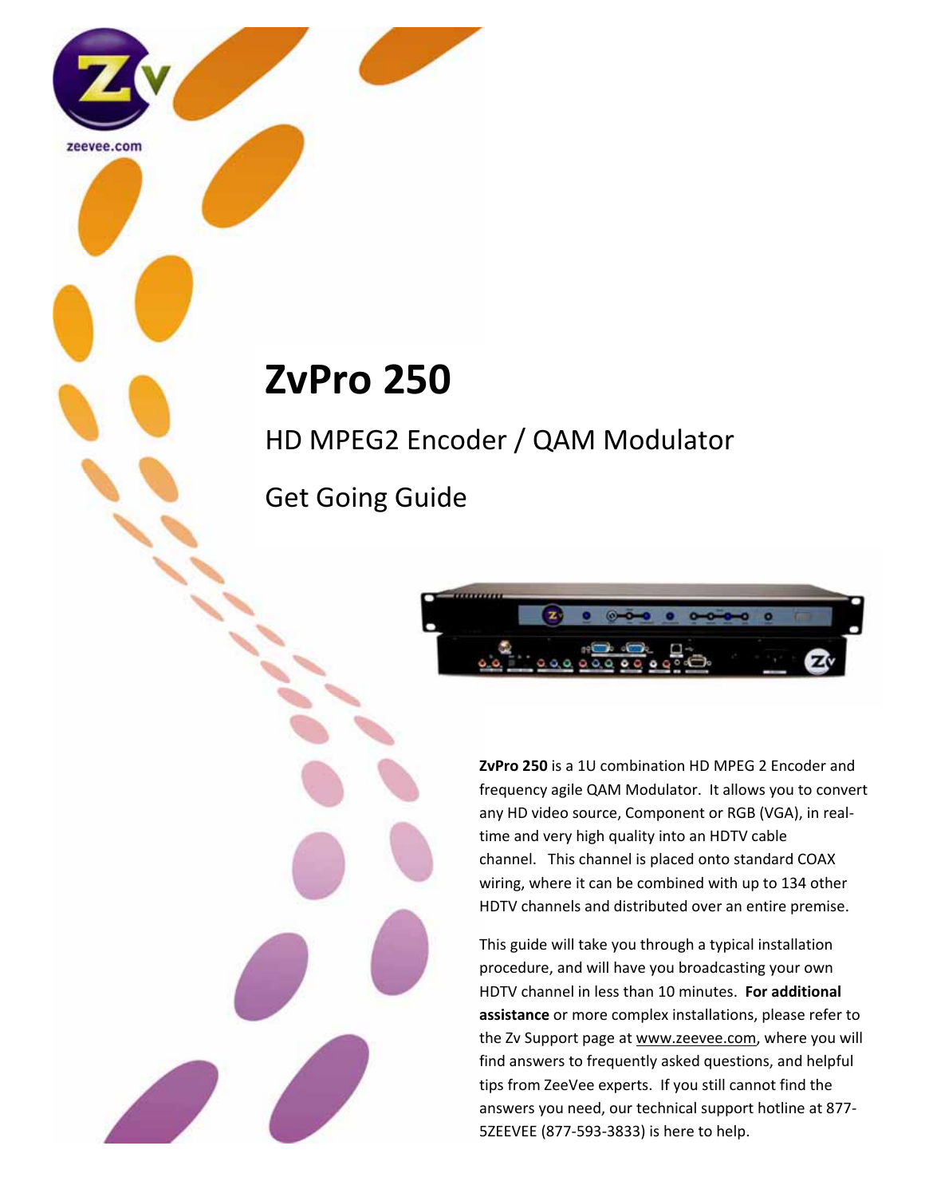zeevee.com

# ZvPro 250

## HD MPEG2 Encoder / QAM Modulator

## Get Going Guide

**ZvPro 250** is a 1U combination HD MPEG 2 Encoder and frequency agile QAM Modulator. It allows you to convert any HD video source, Component or RGB (VGA), in real-time and very high quality into an HDTV cable channel. This channel is placed onto standard COAX wiring, where it can be combined with up to 134 other HDTV channels and distributed over an entire premise.

This guide will take you through a typical installation procedure, and will have you broadcasting your own HDTV channel in less than 10 minutes. **For additional assistance** or more complex installations, please refer to the Zv Support page at www.zeevee.com, where you will find answers to frequently asked questions, and helpful tips from ZeeVee experts. If you still cannot find the answers you need, our technical support hotline at 877-5ZEEVEE (877-593-3833) is here to help.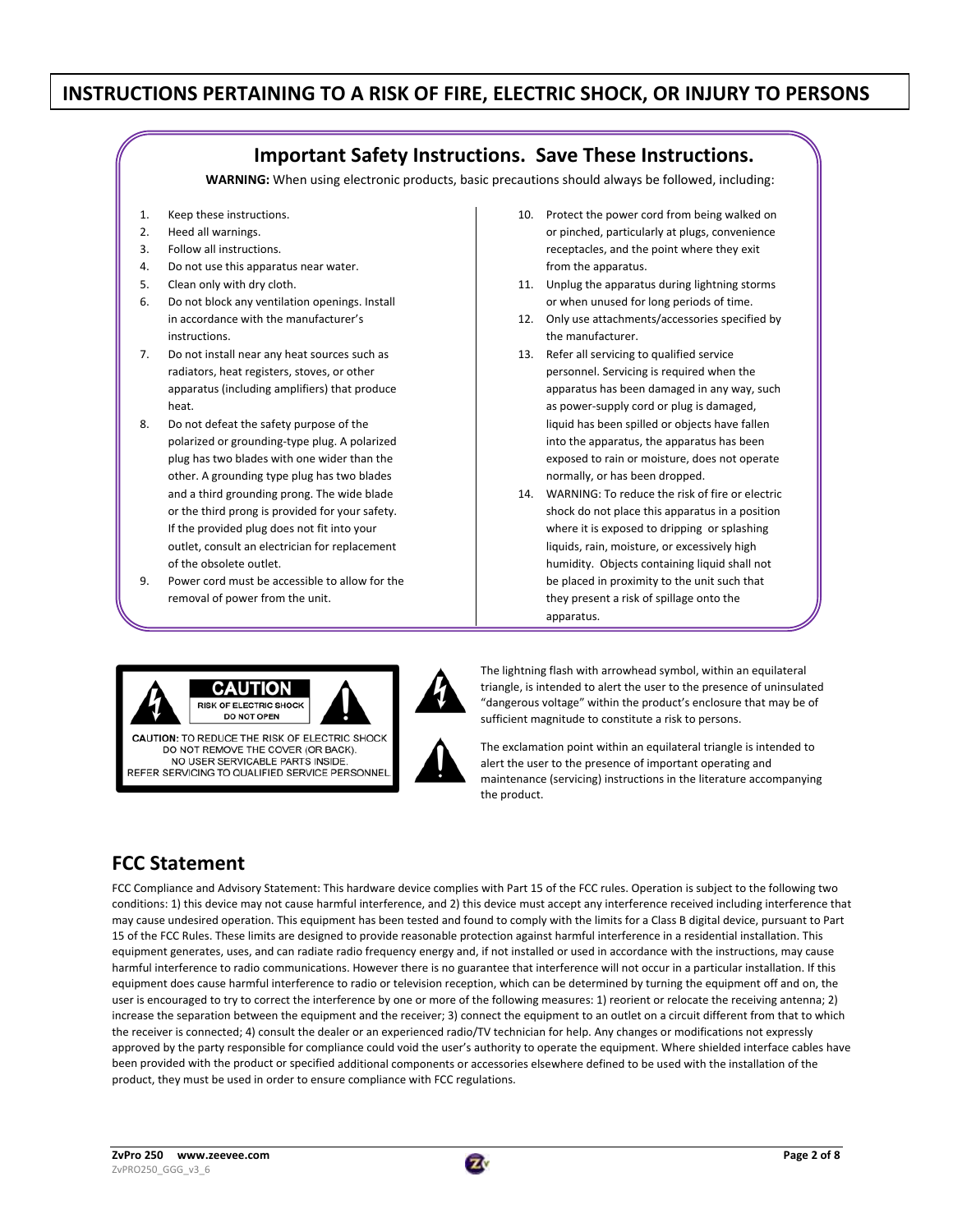# INSTRUCTIONS PERTAINING TO A RISK OF FIRE, ELECTRIC SHOCK, OR INJURY TO PERSONS

## Important Safety Instructions. Save These Instructions.

**WARNING:** When using electronic products, basic precautions should always be followed, including:

1. Keep these instructions.
2. Heed all warnings.
3. Follow all instructions.
4. Do not use this apparatus near water.
5. Clean only with dry cloth.
6. Do not block any ventilation openings. Install in accordance with the manufacturer's instructions.
7. Do not install near any heat sources such as radiators, heat registers, stoves, or other apparatus (including amplifiers) that produce heat.
8. Do not defeat the safety purpose of the polarized or grounding-type plug. A polarized plug has two blades with one wider than the other. A grounding type plug has two blades and a third grounding prong. The wide blade or the third prong is provided for your safety. If the provided plug does not fit into your outlet, consult an electrician for replacement of the obsolete outlet.
9. Power cord must be accessible to allow for the removal of power from the unit.
10. Protect the power cord from being walked on or pinched, particularly at plugs, convenience receptacles, and the point where they exit from the apparatus.
11. Unplug the apparatus during lightning storms or when unused for long periods of time.
12. Only use attachments/accessories specified by the manufacturer.
13. Refer all servicing to qualified service personnel. Servicing is required when the apparatus has been damaged in any way, such as power-supply cord or plug is damaged, liquid has been spilled or objects have fallen into the apparatus, the apparatus has been exposed to rain or moisture, does not operate normally, or has been dropped.
14. WARNING: To reduce the risk of fire or electric shock do not place this apparatus in a position where it is exposed to dripping or splashing liquids, rain, moisture, or excessively high humidity. Objects containing liquid shall not be placed in proximity to the unit such that they present a risk of spillage onto the apparatus.

**CAUTION**
RISK OF ELECTRIC SHOCK
DO NOT OPEN

**CAUTION:** TO REDUCE THE RISK OF ELECTRIC SHOCK
DO NOT REMOVE THE COVER (OR BACK).
NO USER SERVICABLE PARTS INSIDE.
REFER SERVICING TO QUALIFIED SERVICE PERSONNEL

The lightning flash with arrowhead symbol, within an equilateral triangle, is intended to alert the user to the presence of uninsulated "dangerous voltage" within the product's enclosure that may be of sufficient magnitude to constitute a risk to persons.

The exclamation point within an equilateral triangle is intended to alert the user to the presence of important operating and maintenance (servicing) instructions in the literature accompanying the product.

## FCC Statement

FCC Compliance and Advisory Statement: This hardware device complies with Part 15 of the FCC rules. Operation is subject to the following two conditions: 1) this device may not cause harmful interference, and 2) this device must accept any interference received including interference that may cause undesired operation. This equipment has been tested and found to comply with the limits for a Class B digital device, pursuant to Part 15 of the FCC Rules. These limits are designed to provide reasonable protection against harmful interference in a residential installation. This equipment generates, uses, and can radiate radio frequency energy and, if not installed or used in accordance with the instructions, may cause harmful interference to radio communications. However there is no guarantee that interference will not occur in a particular installation. If this equipment does cause harmful interference to radio or television reception, which can be determined by turning the equipment off and on, the user is encouraged to try to correct the interference by one or more of the following measures: 1) reorient or relocate the receiving antenna; 2) increase the separation between the equipment and the receiver; 3) connect the equipment to an outlet on a circuit different from that to which the receiver is connected; 4) consult the dealer or an experienced radio/TV technician for help. Any changes or modifications not expressly approved by the party responsible for compliance could void the user's authority to operate the equipment. Where shielded interface cables have been provided with the product or specified additional components or accessories elsewhere defined to be used with the installation of the product, they must be used in order to ensure compliance with FCC regulations.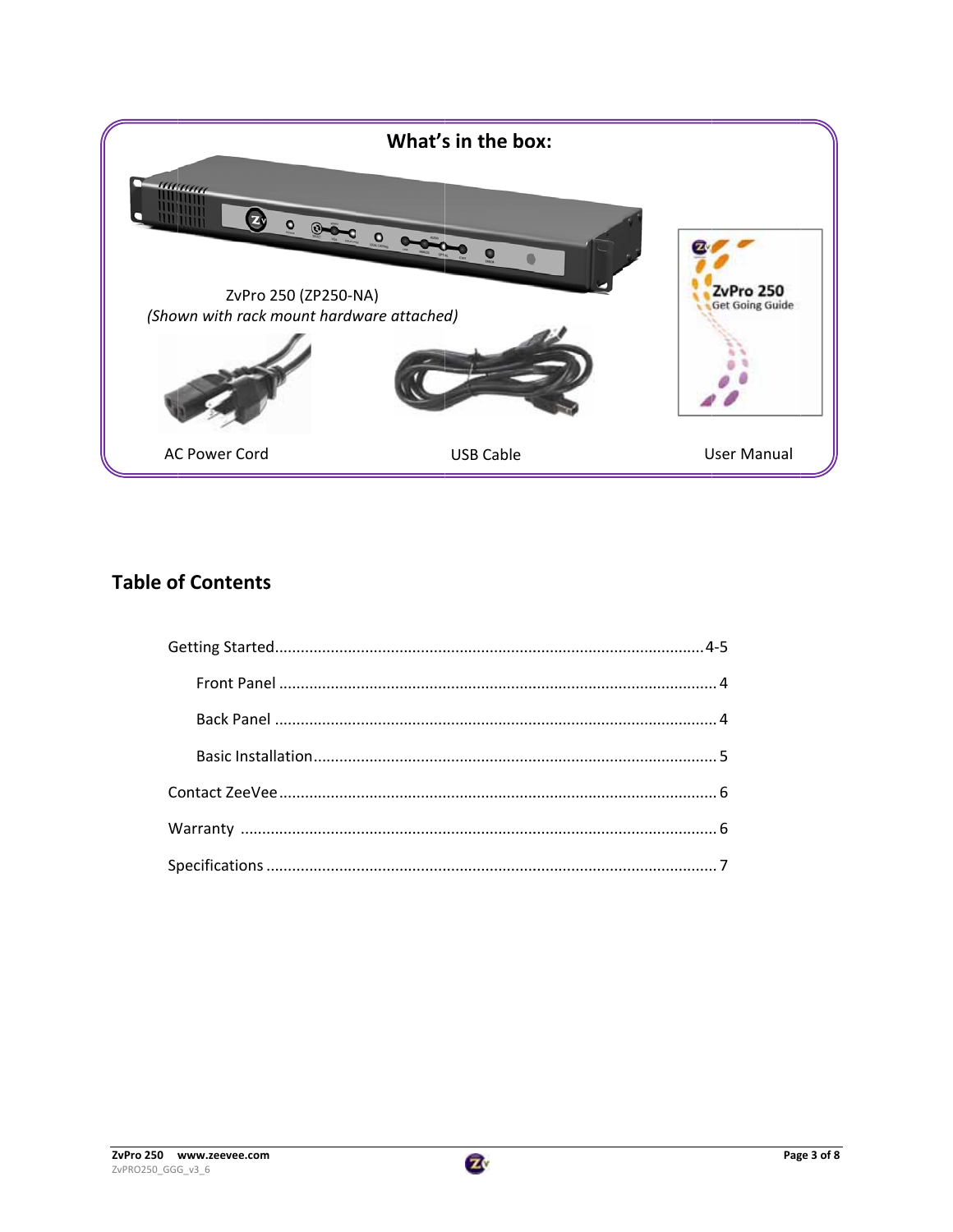**What's in the box:**

ZvPro 250 (ZP250-NA)
*(Shown with rack mount hardware attached)*

AC Power Cord

USB Cable

User Manual

## Table of Contents

Getting Started.......................................................... 4-5

- Front Panel ........................................................ 4
- Back Panel ......................................................... 4
- Basic Installation............................................... 5

Contact ZeeVee ......................................................... 6

Warranty .................................................................. 6

Specifications ............................................................ 7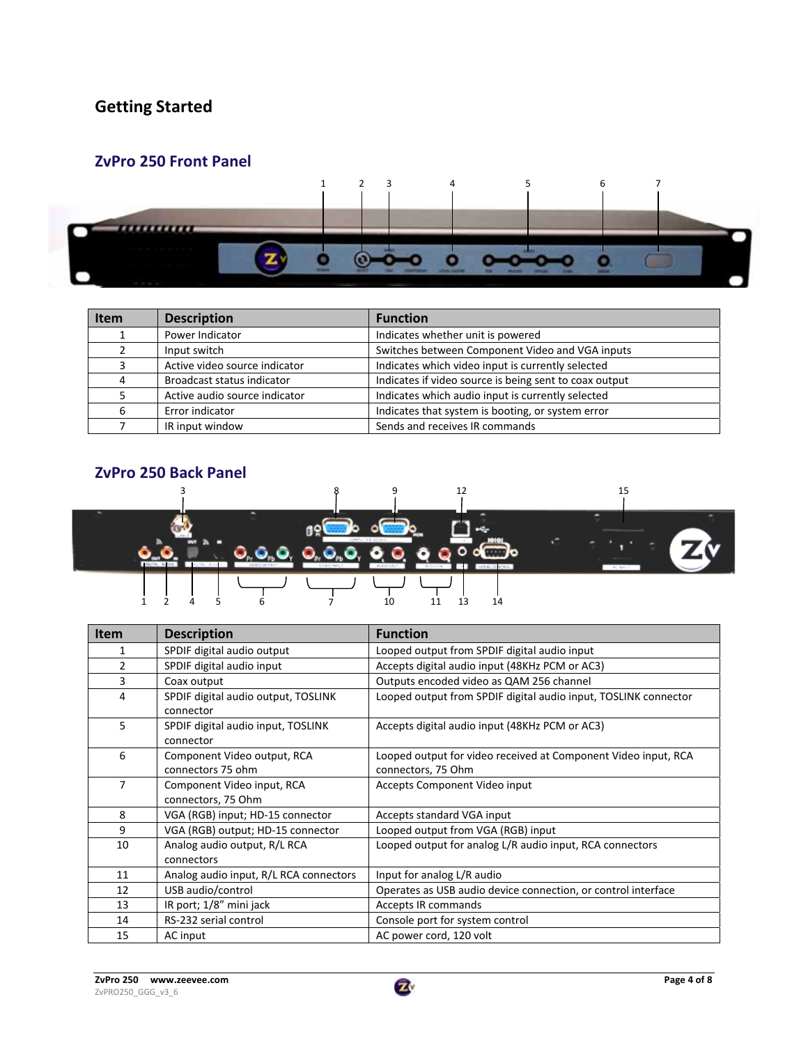# Getting Started

## ZvPro 250 Front Panel

| Item | Description | Function |
| --- | --- | --- |
| 1 | Power Indicator | Indicates whether unit is powered |
| 2 | Input switch | Switches between Component Video and VGA inputs |
| 3 | Active video source indicator | Indicates which video input is currently selected |
| 4 | Broadcast status indicator | Indicates if video source is being sent to coax output |
| 5 | Active audio source indicator | Indicates which audio input is currently selected |
| 6 | Error indicator | Indicates that system is booting, or system error |
| 7 | IR input window | Sends and receives IR commands |

## ZvPro 250 Back Panel

| Item | Description | Function |
| --- | --- | --- |
| 1 | SPDIF digital audio output | Looped output from SPDIF digital audio input |
| 2 | SPDIF digital audio input | Accepts digital audio input (48KHz PCM or AC3) |
| 3 | Coax output | Outputs encoded video as QAM 256 channel |
| 4 | SPDIF digital audio output, TOSLINK connector | Looped output from SPDIF digital audio input, TOSLINK connector |
| 5 | SPDIF digital audio input, TOSLINK connector | Accepts digital audio input (48KHz PCM or AC3) |
| 6 | Component Video output, RCA connectors 75 ohm | Looped output for video received at Component Video input, RCA connectors, 75 Ohm |
| 7 | Component Video input, RCA connectors, 75 Ohm | Accepts Component Video input |
| 8 | VGA (RGB) input; HD-15 connector | Accepts standard VGA input |
| 9 | VGA (RGB) output; HD-15 connector | Looped output from VGA (RGB) input |
| 10 | Analog audio output, R/L RCA connectors | Looped output for analog L/R audio input, RCA connectors |
| 11 | Analog audio input, R/L RCA connectors | Input for analog L/R audio |
| 12 | USB audio/control | Operates as USB audio device connection, or control interface |
| 13 | IR port; 1/8" mini jack | Accepts IR commands |
| 14 | RS-232 serial control | Console port for system control |
| 15 | AC input | AC power cord, 120 volt |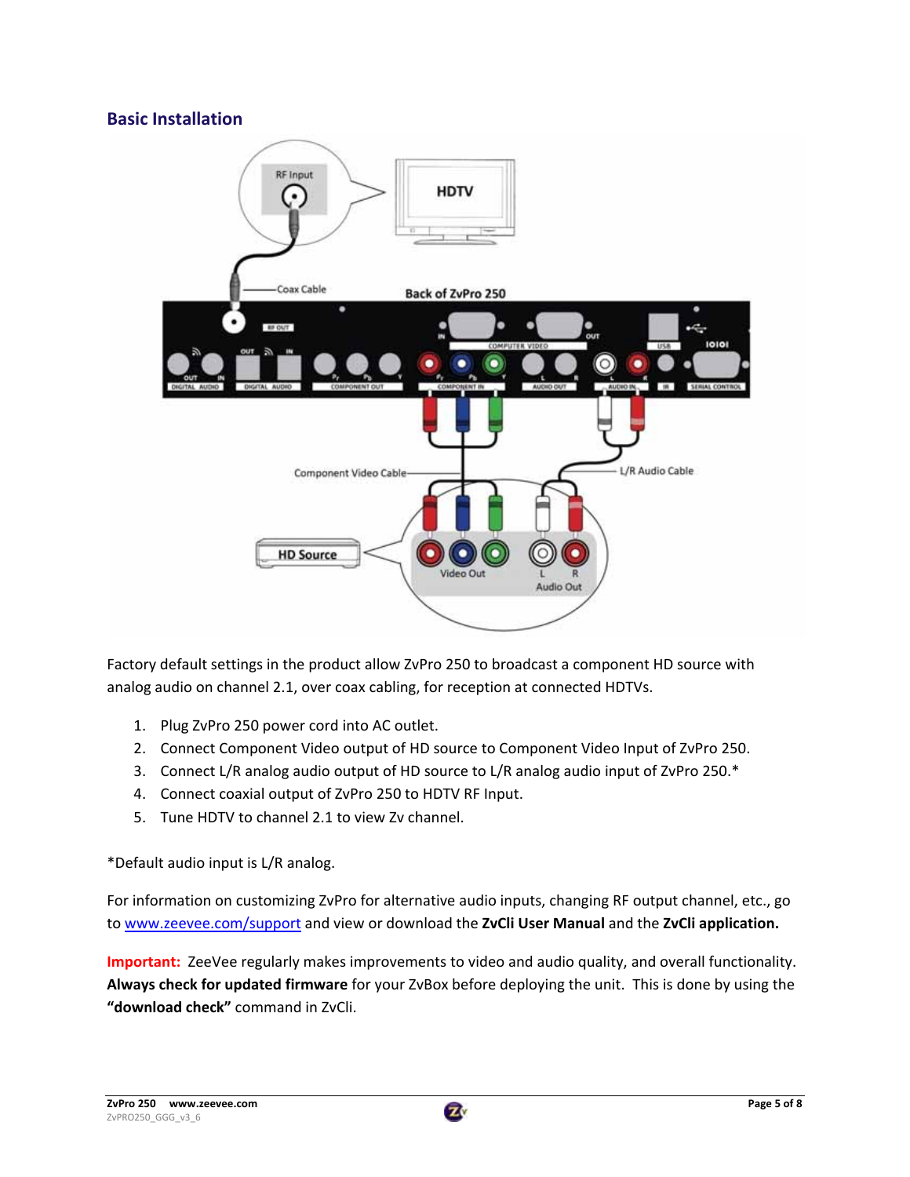## Basic Installation

Factory default settings in the product allow ZvPro 250 to broadcast a component HD source with analog audio on channel 2.1, over coax cabling, for reception at connected HDTVs.

1. Plug ZvPro 250 power cord into AC outlet.
2. Connect Component Video output of HD source to Component Video Input of ZvPro 250.
3. Connect L/R analog audio output of HD source to L/R analog audio input of ZvPro 250.*
4. Connect coaxial output of ZvPro 250 to HDTV RF Input.
5. Tune HDTV to channel 2.1 to view Zv channel.

*Default audio input is L/R analog.

For information on customizing ZvPro for alternative audio inputs, changing RF output channel, etc., go to [www.zeevee.com/support](www.zeevee.com/support) and view or download the **ZvCli User Manual** and the **ZvCli application.**

**Important:** ZeeVee regularly makes improvements to video and audio quality, and overall functionality. **Always check for updated firmware** for your ZvBox before deploying the unit. This is done by using the **"download check"** command in ZvCli.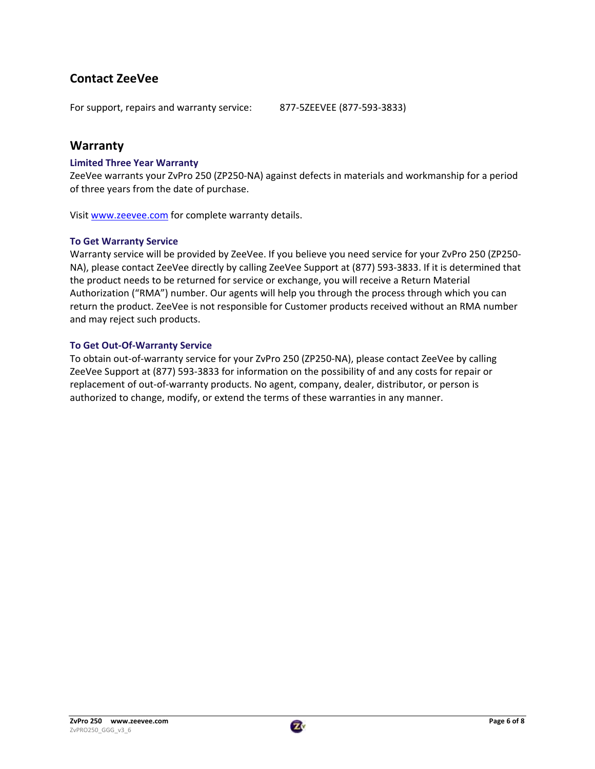## Contact ZeeVee

For support, repairs and warranty service: 877-5ZEEVEE (877-593-3833)

## Warranty

### Limited Three Year Warranty

ZeeVee warrants your ZvPro 250 (ZP250-NA) against defects in materials and workmanship for a period of three years from the date of purchase.

Visit www.zeevee.com for complete warranty details.

### To Get Warranty Service

Warranty service will be provided by ZeeVee. If you believe you need service for your ZvPro 250 (ZP250-NA), please contact ZeeVee directly by calling ZeeVee Support at (877) 593-3833. If it is determined that the product needs to be returned for service or exchange, you will receive a Return Material Authorization ("RMA") number. Our agents will help you through the process through which you can return the product. ZeeVee is not responsible for Customer products received without an RMA number and may reject such products.

### To Get Out-Of-Warranty Service

To obtain out-of-warranty service for your ZvPro 250 (ZP250-NA), please contact ZeeVee by calling ZeeVee Support at (877) 593-3833 for information on the possibility of and any costs for repair or replacement of out-of-warranty products. No agent, company, dealer, distributor, or person is authorized to change, modify, or extend the terms of these warranties in any manner.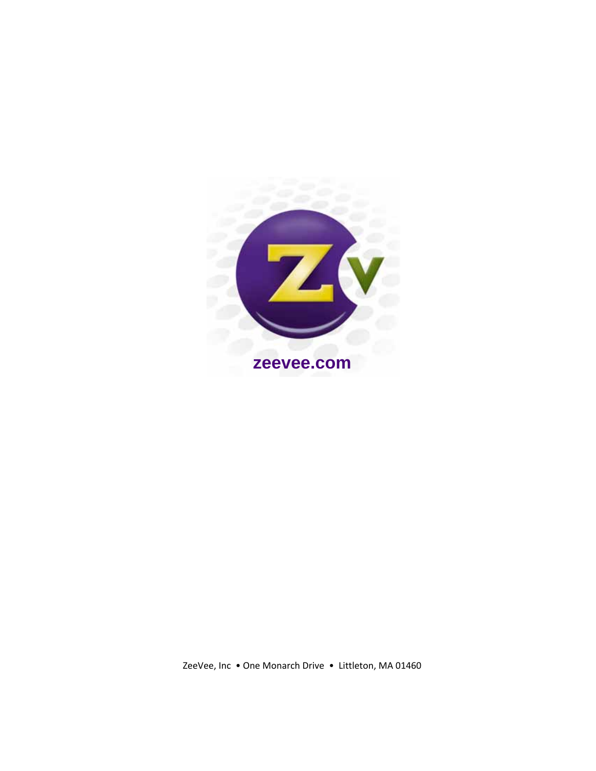zeevee.com

ZeeVee, Inc • One Monarch Drive • Littleton, MA 01460